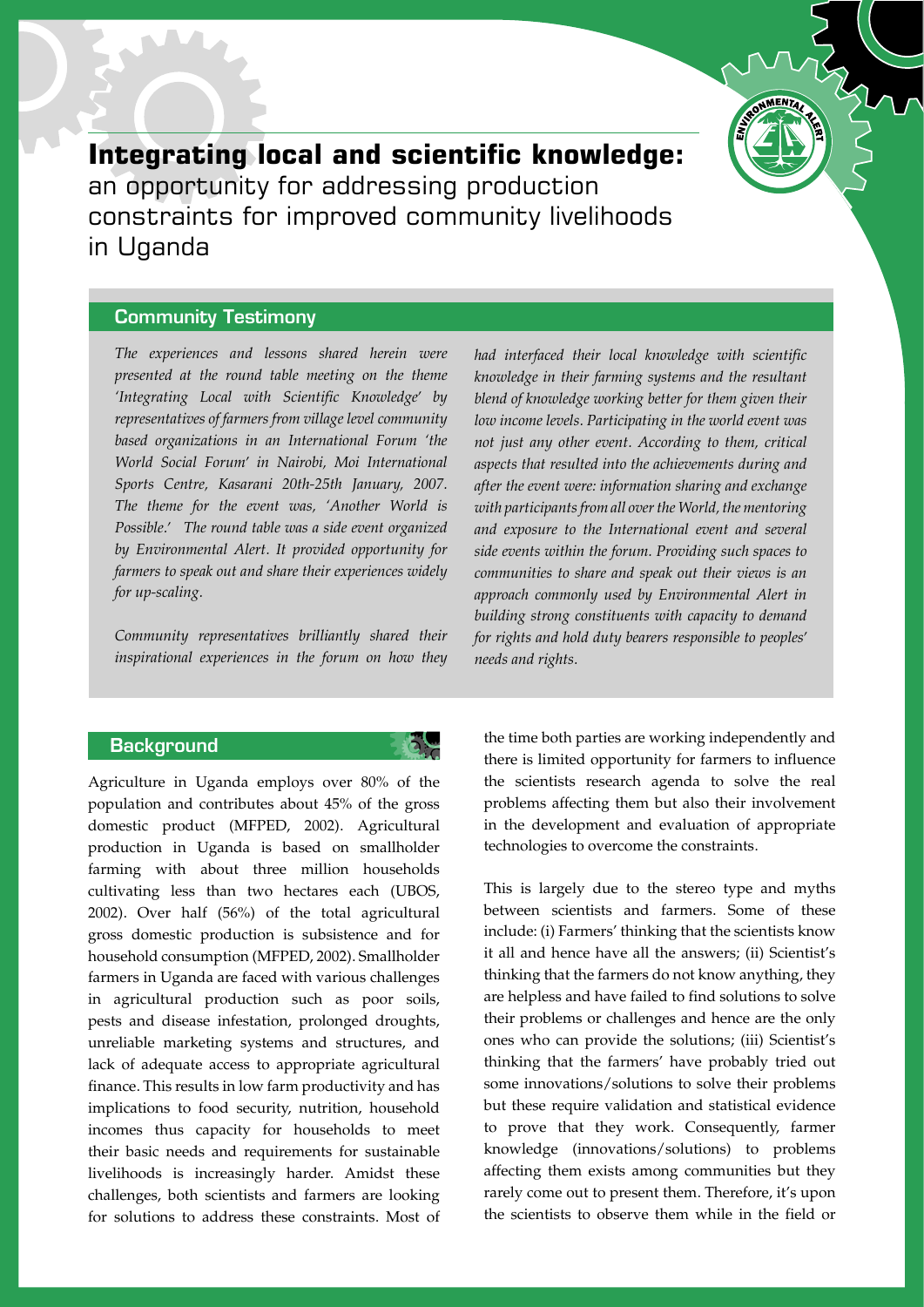# **Integrating local and scientific knowledge:** an opportunity for addressing production constraints for improved community livelihoods in Uganda

## Community Testimony

*The experiences and lessons shared herein were presented at the round table meeting on the theme 'Integrating Local with Scientific Knowledge' by representatives of farmers from village level community based organizations in an International Forum 'the World Social Forum' in Nairobi, Moi International Sports Centre, Kasarani 20th-25th January, 2007. The theme for the event was, 'Another World is Possible.' The round table was a side event organized by Environmental Alert. It provided opportunity for farmers to speak out and share their experiences widely for up-scaling.*

*Community representatives brilliantly shared their inspirational experiences in the forum on how they had interfaced their local knowledge with scientific knowledge in their farming systems and the resultant blend of knowledge working better for them given their low income levels. Participating in the world event was not just any other event. According to them, critical aspects that resulted into the achievements during and after the event were: information sharing and exchange with participants from all over the World, the mentoring and exposure to the International event and several side events within the forum. Providing such spaces to communities to share and speak out their views is an approach commonly used by Environmental Alert in building strong constituents with capacity to demand for rights and hold duty bearers responsible to peoples' needs and rights.*

## Background

Agriculture in Uganda employs over 80% of the population and contributes about 45% of the gross domestic product (MFPED, 2002). Agricultural production in Uganda is based on smallholder farming with about three million households cultivating less than two hectares each (UBOS, 2002). Over half (56%) of the total agricultural gross domestic production is subsistence and for household consumption (MFPED, 2002). Smallholder farmers in Uganda are faced with various challenges in agricultural production such as poor soils, pests and disease infestation, prolonged droughts, unreliable marketing systems and structures, and lack of adequate access to appropriate agricultural finance. This results in low farm productivity and has implications to food security, nutrition, household incomes thus capacity for households to meet their basic needs and requirements for sustainable livelihoods is increasingly harder. Amidst these challenges, both scientists and farmers are looking for solutions to address these constraints. Most of the time both parties are working independently and there is limited opportunity for farmers to influence the scientists research agenda to solve the real problems affecting them but also their involvement in the development and evaluation of appropriate technologies to overcome the constraints.

This is largely due to the stereo type and myths between scientists and farmers. Some of these include: (i) Farmers' thinking that the scientists know it all and hence have all the answers; (ii) Scientist's thinking that the farmers do not know anything, they are helpless and have failed to find solutions to solve their problems or challenges and hence are the only ones who can provide the solutions; (iii) Scientist's thinking that the farmers' have probably tried out some innovations/solutions to solve their problems but these require validation and statistical evidence to prove that they work. Consequently, farmer knowledge (innovations/solutions) to problems affecting them exists among communities but they rarely come out to present them. Therefore, it's upon the scientists to observe them while in the field or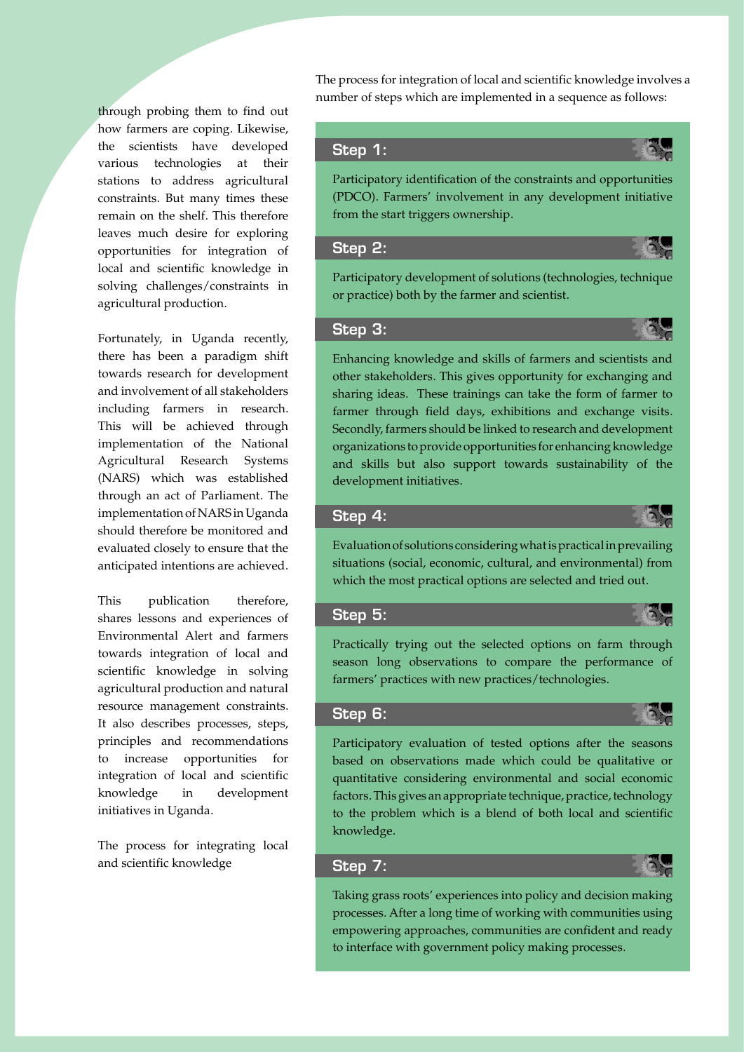through probing them to find out how farmers are coping. Likewise, the scientists have developed various technologies at their stations to address agricultural constraints. But many times these remain on the shelf. This therefore leaves much desire for exploring opportunities for integration of local and scientific knowledge in solving challenges/constraints in agricultural production.

Fortunately, in Uganda recently, there has been a paradigm shift towards research for development and involvement of all stakeholders including farmers in research. This will be achieved through implementation of the National Agricultural Research Systems (NARS) which was established through an act of Parliament. The implementation of NARS in Uganda should therefore be monitored and evaluated closely to ensure that the anticipated intentions are achieved.

This publication therefore, shares lessons and experiences of Environmental Alert and farmers towards integration of local and scientific knowledge in solving agricultural production and natural resource management constraints. It also describes processes, steps, principles and recommendations to increase opportunities for integration of local and scientific knowledge in development initiatives in Uganda.

The process for integrating local and scientific knowledge

The process for integration of local and scientific knowledge involves a number of steps which are implemented in a sequence as follows:

### Step 1:

Participatory identification of the constraints and opportunities (PDCO). Farmers' involvement in any development initiative from the start triggers ownership.

### Step 2:

Participatory development of solutions (technologies, technique or practice) both by the farmer and scientist.

### Step 3:

Enhancing knowledge and skills of farmers and scientists and other stakeholders. This gives opportunity for exchanging and sharing ideas. These trainings can take the form of farmer to farmer through field days, exhibitions and exchange visits. Secondly, farmers should be linked to research and development organizations to provide opportunities for enhancing knowledge and skills but also support towards sustainability of the development initiatives.

### Step 4:

Evaluation of solutions considering what is practical in prevailing situations (social, economic, cultural, and environmental) from which the most practical options are selected and tried out.

### Step 5:

Practically trying out the selected options on farm through season long observations to compare the performance of farmers' practices with new practices/technologies.

### Step 6:

Participatory evaluation of tested options after the seasons based on observations made which could be qualitative or quantitative considering environmental and social economic factors. This gives an appropriate technique, practice, technology to the problem which is a blend of both local and scientific knowledge.

### Step 7:

Taking grass roots' experiences into policy and decision making processes. After a long time of working with communities using empowering approaches, communities are confident and ready to interface with government policy making processes.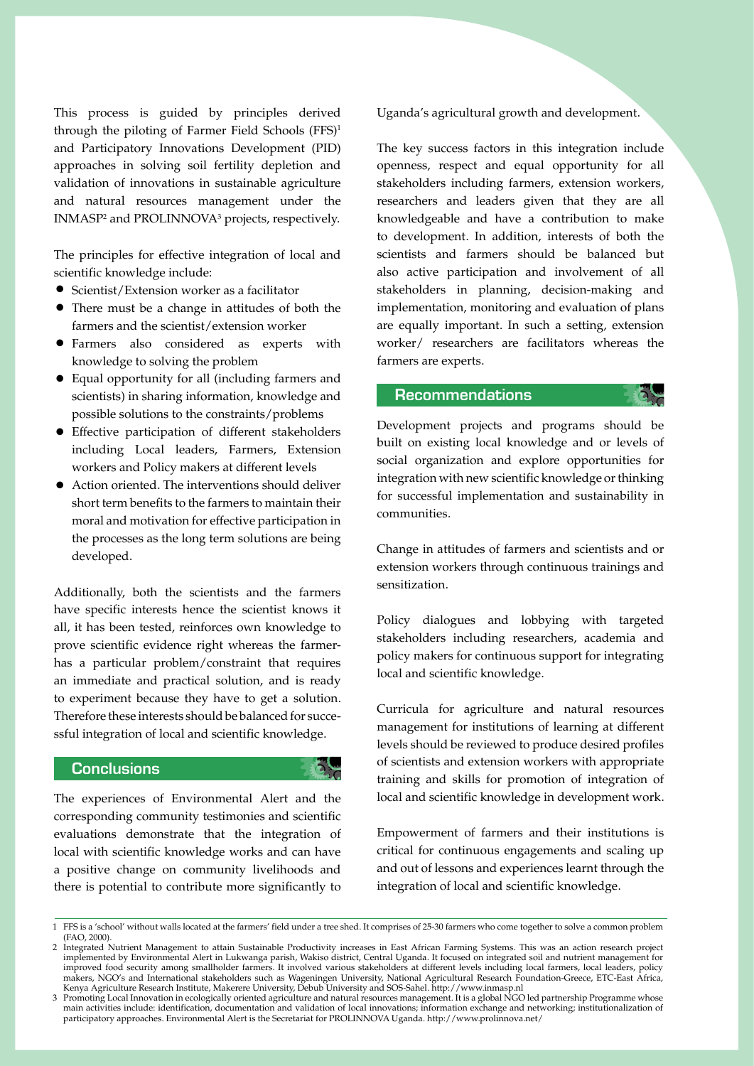This process is guided by principles derived through the piloting of Farmer Field Schools (FFS)[1] and Participatory Innovations Development (PID) approaches in solving soil fertility depletion and validation of innovations in sustainable agriculture and natural resources management under the INMASP[2] and PROLINNOVA[3] projects, respectively.

The principles for effective integration of local and scientific knowledge include:

- Scientist/Extension worker as a facilitator
- There must be a change in attitudes of both the farmers and the scientist/extension worker
- Farmers also considered as experts with knowledge to solving the problem
- Equal opportunity for all (including farmers and scientists) in sharing information, knowledge and possible solutions to the constraints/problems
- Effective participation of different stakeholders including Local leaders, Farmers, Extension workers and Policy makers at different levels
- Action oriented. The interventions should deliver short term benefits to the farmers to maintain their moral and motivation for effective participation in the processes as the long term solutions are being developed.

Additionally, both the scientists and the farmers have specific interests hence the scientist knows it all, it has been tested, reinforces own knowledge to prove scientific evidence right whereas the farmer-has a particular problem/constraint that requires an immediate and practical solution, and is ready to experiment because they have to get a solution. Therefore these interests should be balanced for successful integration of local and scientific knowledge.

## Conclusions

The experiences of Environmental Alert and the corresponding community testimonies and scientific evaluations demonstrate that the integration of local with scientific knowledge works and can have a positive change on community livelihoods and there is potential to contribute more significantly to Uganda's agricultural growth and development.

The key success factors in this integration include openness, respect and equal opportunity for all stakeholders including farmers, extension workers, researchers and leaders given that they are all knowledgeable and have a contribution to make to development. In addition, interests of both the scientists and farmers should be balanced but also active participation and involvement of all stakeholders in planning, decision-making and implementation, monitoring and evaluation of plans are equally important. In such a setting, extension worker/ researchers are facilitators whereas the farmers are experts.

## Recommendations

Development projects and programs should be built on existing local knowledge and or levels of social organization and explore opportunities for integration with new scientific knowledge or thinking for successful implementation and sustainability in communities.

Change in attitudes of farmers and scientists and or extension workers through continuous trainings and sensitization.

Policy dialogues and lobbying with targeted stakeholders including researchers, academia and policy makers for continuous support for integrating local and scientific knowledge.

Curricula for agriculture and natural resources management for institutions of learning at different levels should be reviewed to produce desired profiles of scientists and extension workers with appropriate training and skills for promotion of integration of local and scientific knowledge in development work.

Empowerment of farmers and their institutions is critical for continuous engagements and scaling up and out of lessons and experiences learnt through the integration of local and scientific knowledge.

---

1 FFS is a 'school' without walls located at the farmers' field under a tree shed. It comprises of 25-30 farmers who come together to solve a common problem (FAO, 2000).

2 Integrated Nutrient Management to attain Sustainable Productivity increases in East African Farming Systems. This was an action research project implemented by Environmental Alert in Lukwanga parish, Wakiso district, Central Uganda. It focused on integrated soil and nutrient management for improved food security among smallholder farmers. It involved various stakeholders at different levels including local farmers, local leaders, policy makers, NGO's and International stakeholders such as Wageningen University, National Agricultural Research Foundation-Greece, ETC-East Africa, Kenya Agriculture Research Institute, Makerere University, Debub University and SOS-Sahel. http://www.inmasp.nl

3 Promoting Local Innovation in ecologically oriented agriculture and natural resources management. It is a global NGO led partnership Programme whose main activities include: identification, documentation and validation of local innovations; information exchange and networking; institutionalization of participatory approaches. Environmental Alert is the Secretariat for PROLINNOVA Uganda. http://www.prolinnova.net/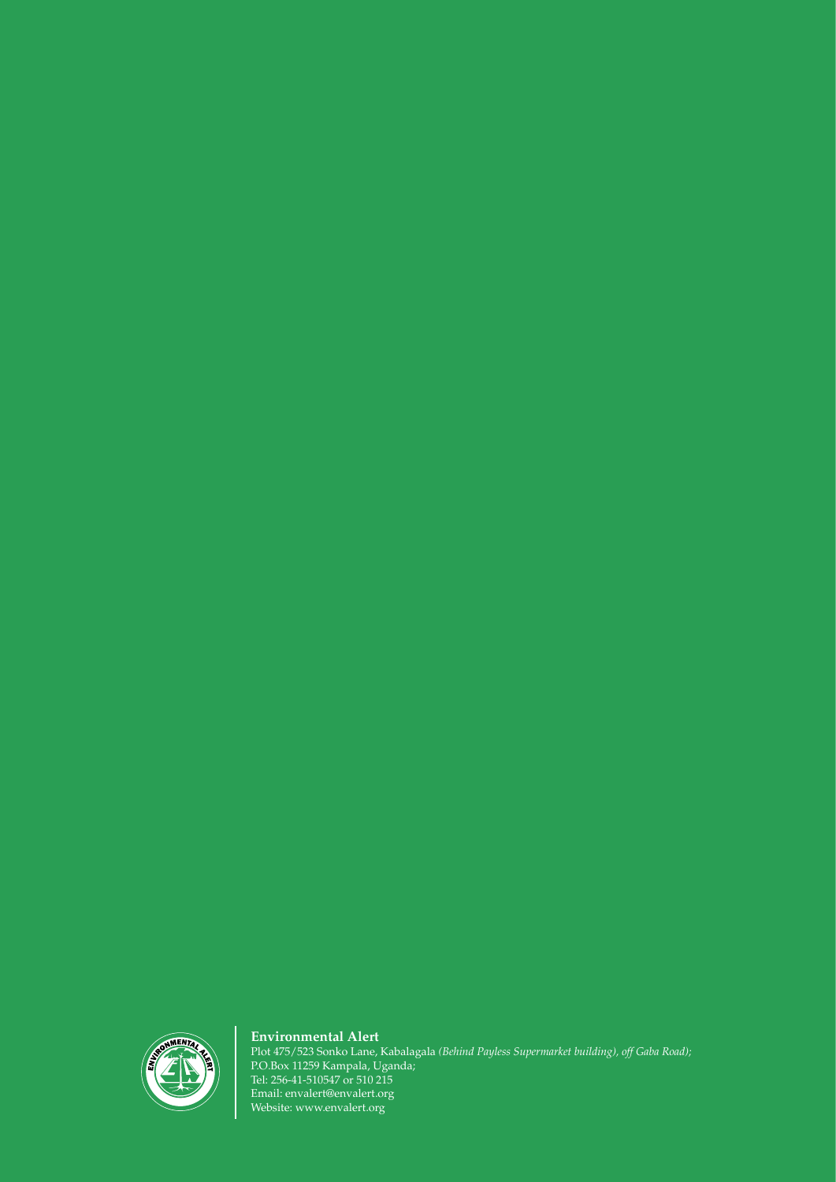**Environmental Alert**

Plot 475/523 Sonko Lane, Kabalagala *(Behind Payless Supermarket building), off Gaba Road);*
P.O.Box 11259 Kampala, Uganda;
Tel: 256-41-510547 or 510 215
Email: envalert@envalert.org
Website: www.envalert.org